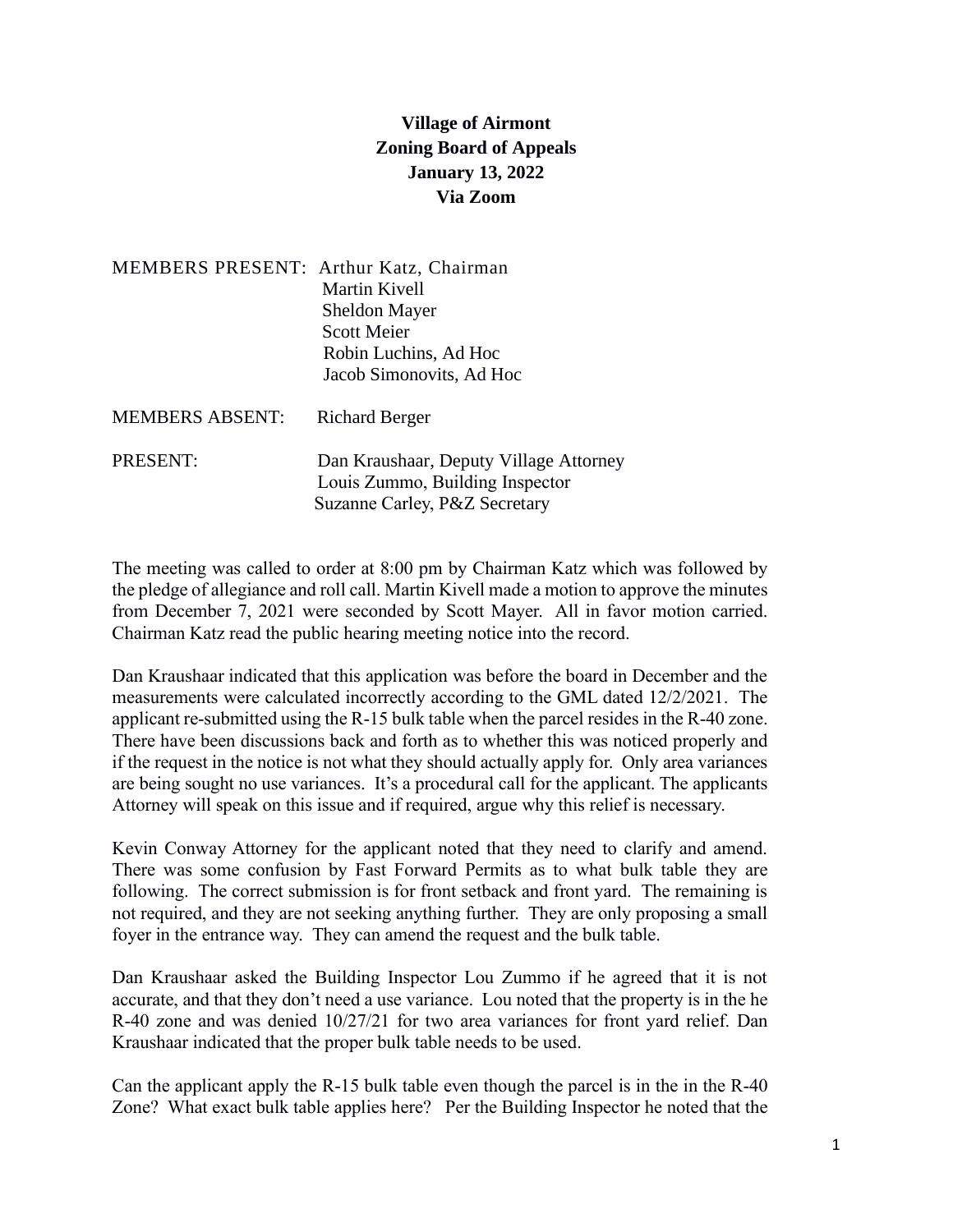# Village of Airmont
## Zoning Board of Appeals
## January 13, 2022
## Via Zoom

MEMBERS PRESENT: Arthur Katz, Chairman
Martin Kivell
Sheldon Mayer
Scott Meier
Robin Luchins, Ad Hoc
Jacob Simonovits, Ad Hoc

MEMBERS ABSENT: Richard Berger

PRESENT: Dan Kraushaar, Deputy Village Attorney
Louis Zummo, Building Inspector
Suzanne Carley, P&Z Secretary

The meeting was called to order at 8:00 pm by Chairman Katz which was followed by the pledge of allegiance and roll call. Martin Kivell made a motion to approve the minutes from December 7, 2021 were seconded by Scott Mayer. All in favor motion carried. Chairman Katz read the public hearing meeting notice into the record.

Dan Kraushaar indicated that this application was before the board in December and the measurements were calculated incorrectly according to the GML dated 12/2/2021. The applicant re-submitted using the R-15 bulk table when the parcel resides in the R-40 zone. There have been discussions back and forth as to whether this was noticed properly and if the request in the notice is not what they should actually apply for. Only area variances are being sought no use variances. It's a procedural call for the applicant. The applicants Attorney will speak on this issue and if required, argue why this relief is necessary.

Kevin Conway Attorney for the applicant noted that they need to clarify and amend. There was some confusion by Fast Forward Permits as to what bulk table they are following. The correct submission is for front setback and front yard. The remaining is not required, and they are not seeking anything further. They are only proposing a small foyer in the entrance way. They can amend the request and the bulk table.

Dan Kraushaar asked the Building Inspector Lou Zummo if he agreed that it is not accurate, and that they don't need a use variance. Lou noted that the property is in the he R-40 zone and was denied 10/27/21 for two area variances for front yard relief. Dan Kraushaar indicated that the proper bulk table needs to be used.

Can the applicant apply the R-15 bulk table even though the parcel is in the in the R-40 Zone? What exact bulk table applies here? Per the Building Inspector he noted that the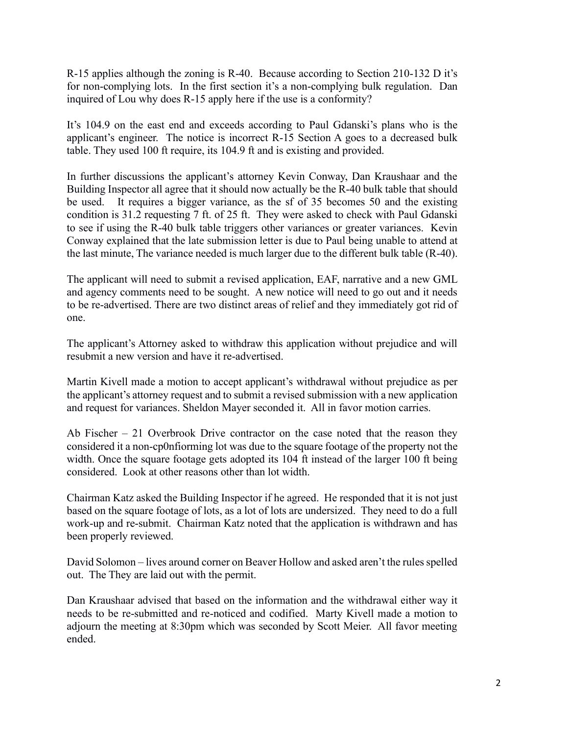R-15 applies although the zoning is R-40. Because according to Section 210-132 D it's for non-complying lots. In the first section it's a non-complying bulk regulation. Dan inquired of Lou why does R-15 apply here if the use is a conformity?

It's 104.9 on the east end and exceeds according to Paul Gdanski's plans who is the applicant's engineer. The notice is incorrect R-15 Section A goes to a decreased bulk table. They used 100 ft require, its 104.9 ft and is existing and provided.

In further discussions the applicant's attorney Kevin Conway, Dan Kraushaar and the Building Inspector all agree that it should now actually be the R-40 bulk table that should be used. It requires a bigger variance, as the sf of 35 becomes 50 and the existing condition is 31.2 requesting 7 ft. of 25 ft. They were asked to check with Paul Gdanski to see if using the R-40 bulk table triggers other variances or greater variances. Kevin Conway explained that the late submission letter is due to Paul being unable to attend at the last minute, The variance needed is much larger due to the different bulk table (R-40).

The applicant will need to submit a revised application, EAF, narrative and a new GML and agency comments need to be sought. A new notice will need to go out and it needs to be re-advertised. There are two distinct areas of relief and they immediately got rid of one.

The applicant's Attorney asked to withdraw this application without prejudice and will resubmit a new version and have it re-advertised.

Martin Kivell made a motion to accept applicant's withdrawal without prejudice as per the applicant's attorney request and to submit a revised submission with a new application and request for variances. Sheldon Mayer seconded it. All in favor motion carries.

Ab Fischer – 21 Overbrook Drive contractor on the case noted that the reason they considered it a non-cp0nfiorming lot was due to the square footage of the property not the width. Once the square footage gets adopted its 104 ft instead of the larger 100 ft being considered. Look at other reasons other than lot width.

Chairman Katz asked the Building Inspector if he agreed. He responded that it is not just based on the square footage of lots, as a lot of lots are undersized. They need to do a full work-up and re-submit. Chairman Katz noted that the application is withdrawn and has been properly reviewed.

David Solomon – lives around corner on Beaver Hollow and asked aren't the rules spelled out. The They are laid out with the permit.

Dan Kraushaar advised that based on the information and the withdrawal either way it needs to be re-submitted and re-noticed and codified. Marty Kivell made a motion to adjourn the meeting at 8:30pm which was seconded by Scott Meier. All favor meeting ended.